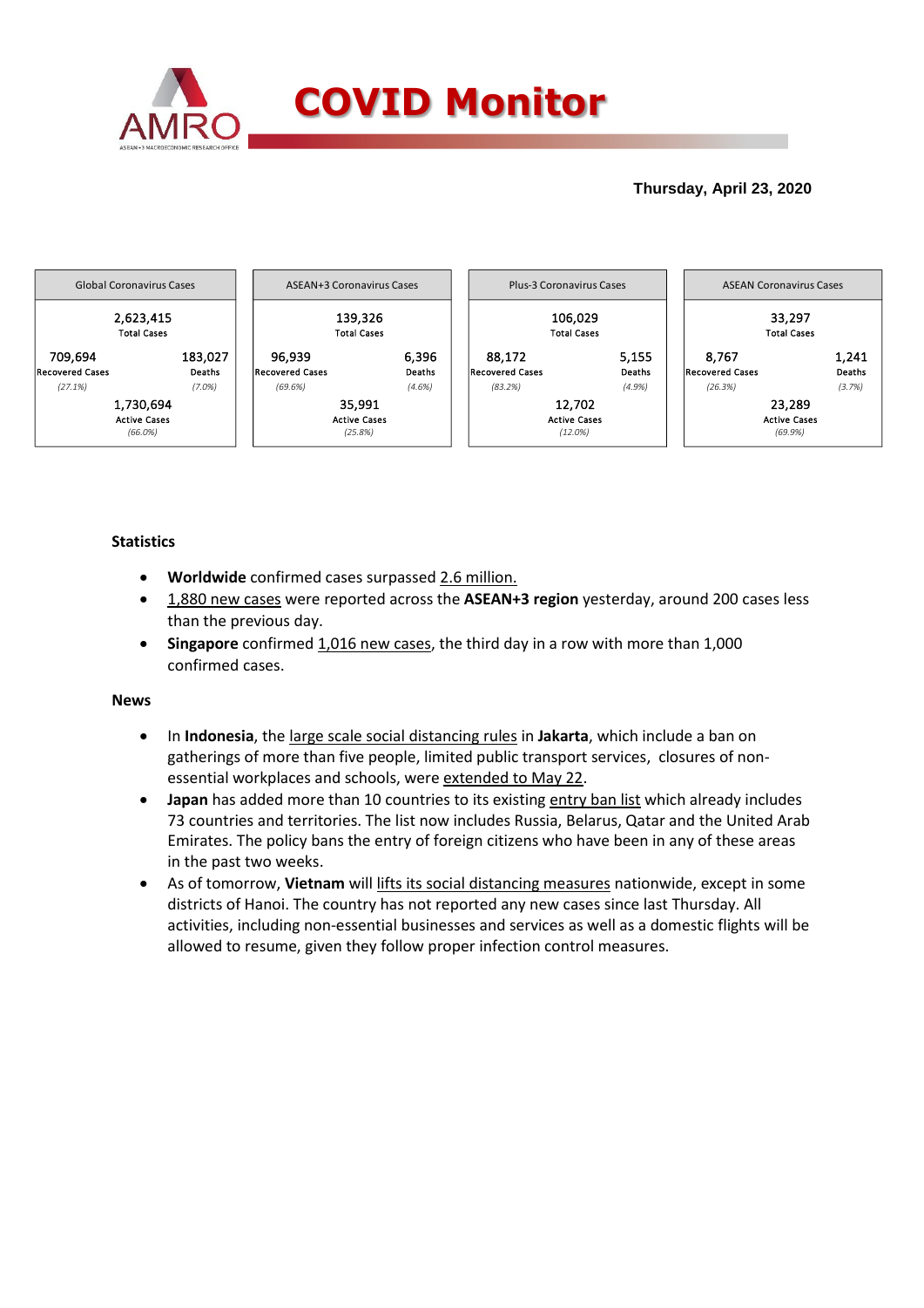# COVID Monitor

**Thursday, April 23, 2020**

| Global Coronavirus Cases | | ASEAN+3 Coronavirus Cases | | Plus-3 Coronavirus Cases | | ASEAN Coronavirus Cases | |
|---|---|---|---|---|---|---|---|
| 2,623,415 Total Cases | | 139,326 Total Cases | | 106,029 Total Cases | | 33,297 Total Cases | |
| 709,694 Recovered Cases *(27.1%)* | 183,027 Deaths *(7.0%)* | 96,939 Recovered Cases *(69.6%)* | 6,396 Deaths *(4.6%)* | 88,172 Recovered Cases *(83.2%)* | 5,155 Deaths *(4.9%)* | 8,767 Recovered Cases *(26.3%)* | 1,241 Deaths *(3.7%)* |
| 1,730,694 Active Cases *(66.0%)* | | 35,991 Active Cases *(25.8%)* | | 12,702 Active Cases *(12.0%)* | | 23,289 Active Cases *(69.9%)* | |

### Statistics

- **Worldwide** confirmed cases surpassed 2.6 million.
- 1,880 new cases were reported across the **ASEAN+3 region** yesterday, around 200 cases less than the previous day.
- **Singapore** confirmed 1,016 new cases, the third day in a row with more than 1,000 confirmed cases.

### News

- In **Indonesia**, the large scale social distancing rules in **Jakarta**, which include a ban on gatherings of more than five people, limited public transport services, closures of non-essential workplaces and schools, were extended to May 22.
- **Japan** has added more than 10 countries to its existing entry ban list which already includes 73 countries and territories. The list now includes Russia, Belarus, Qatar and the United Arab Emirates. The policy bans the entry of foreign citizens who have been in any of these areas in the past two weeks.
- As of tomorrow, **Vietnam** will lifts its social distancing measures nationwide, except in some districts of Hanoi. The country has not reported any new cases since last Thursday. All activities, including non-essential businesses and services as well as a domestic flights will be allowed to resume, given they follow proper infection control measures.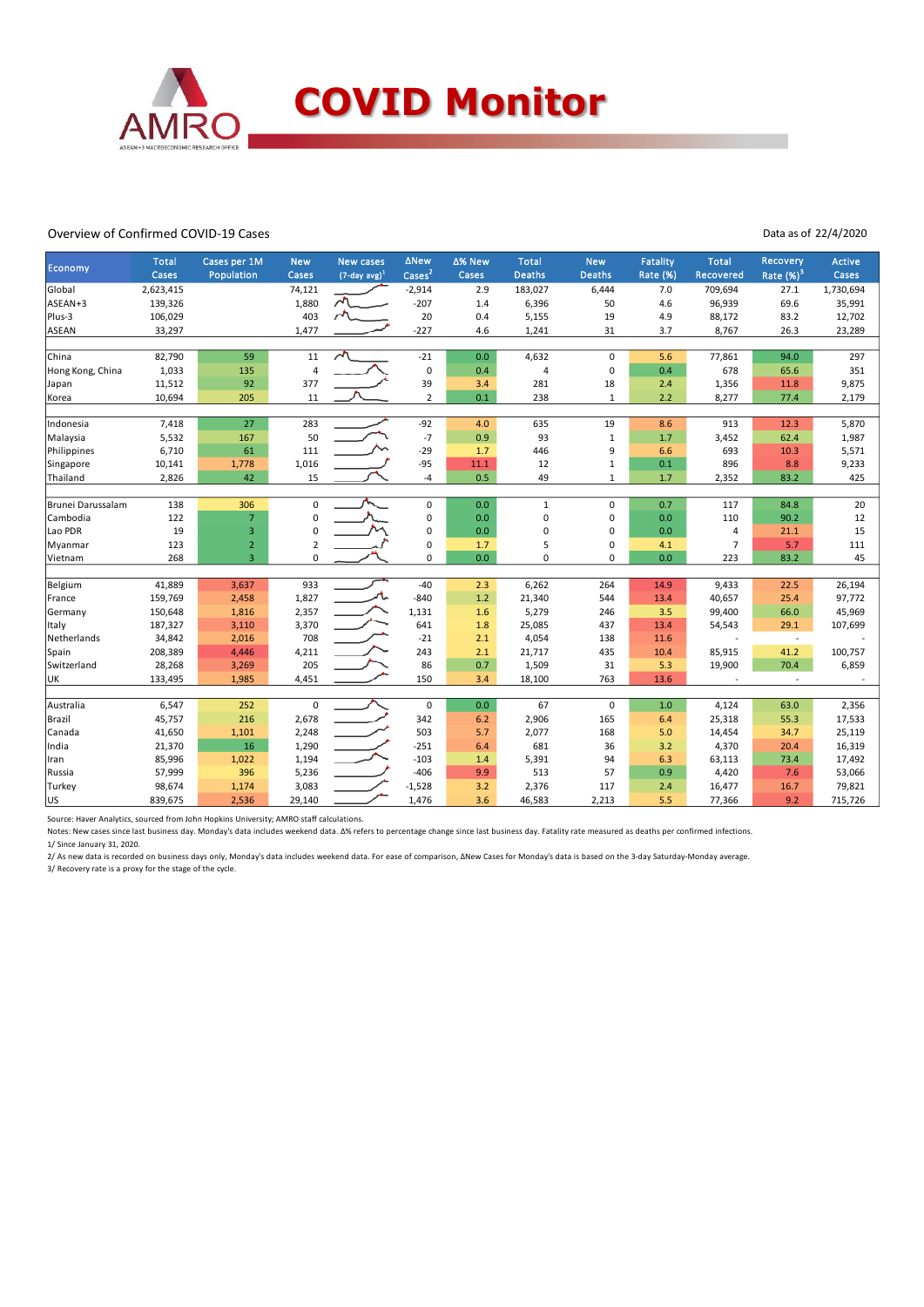# COVID Monitor

Overview of Confirmed COVID-19 Cases

Data as of 22/4/2020

| Economy | Total Cases | Cases per 1M Population | New Cases | New cases (7-day avg)[1] | ΔNew Cases[2] | Δ% New Cases | Total Deaths | New Deaths | Fatality Rate (%) | Total Recovered | Recovery Rate (%)[3] | Active Cases |
|---|---|---|---|---|---|---|---|---|---|---|---|---|
| Global | 2,623,415 | | 74,121 | | -2,914 | 2.9 | 183,027 | 6,444 | 7.0 | 709,694 | 27.1 | 1,730,694 |
| ASEAN+3 | 139,326 | | 1,880 | | -207 | 1.4 | 6,396 | 50 | 4.6 | 96,939 | 69.6 | 35,991 |
| Plus-3 | 106,029 | | 403 | | 20 | 0.4 | 5,155 | 19 | 4.9 | 88,172 | 83.2 | 12,702 |
| ASEAN | 33,297 | | 1,477 | | -227 | 4.6 | 1,241 | 31 | 3.7 | 8,767 | 26.3 | 23,289 |
| | | | | | | | | | | | | |
| China | 82,790 | 59 | 11 | | -21 | 0.0 | 4,632 | 0 | 5.6 | 77,861 | 94.0 | 297 |
| Hong Kong, China | 1,033 | 135 | 4 | | 0 | 0.4 | 4 | 0 | 0.4 | 678 | 65.6 | 351 |
| Japan | 11,512 | 92 | 377 | | 39 | 3.4 | 281 | 18 | 2.4 | 1,356 | 11.8 | 9,875 |
| Korea | 10,694 | 205 | 11 | | 2 | 0.1 | 238 | 1 | 2.2 | 8,277 | 77.4 | 2,179 |
| | | | | | | | | | | | | |
| Indonesia | 7,418 | 27 | 283 | | -92 | 4.0 | 635 | 19 | 8.6 | 913 | 12.3 | 5,870 |
| Malaysia | 5,532 | 167 | 50 | | -7 | 0.9 | 93 | 1 | 1.7 | 3,452 | 62.4 | 1,987 |
| Philippines | 6,710 | 61 | 111 | | -29 | 1.7 | 446 | 9 | 6.6 | 693 | 10.3 | 5,571 |
| Singapore | 10,141 | 1,778 | 1,016 | | -95 | 11.1 | 12 | 1 | 0.1 | 896 | 8.8 | 9,233 |
| Thailand | 2,826 | 42 | 15 | | -4 | 0.5 | 49 | 1 | 1.7 | 2,352 | 83.2 | 425 |
| | | | | | | | | | | | | |
| Brunei Darussalam | 138 | 306 | 0 | | 0 | 0.0 | 1 | 0 | 0.7 | 117 | 84.8 | 20 |
| Cambodia | 122 | 7 | 0 | | 0 | 0.0 | 0 | 0 | 0.0 | 110 | 90.2 | 12 |
| Lao PDR | 19 | 3 | 0 | | 0 | 0.0 | 0 | 0 | 0.0 | 4 | 21.1 | 15 |
| Myanmar | 123 | 2 | 2 | | 0 | 1.7 | 5 | 0 | 4.1 | 7 | 5.7 | 111 |
| Vietnam | 268 | 3 | 0 | | 0 | 0.0 | 0 | 0 | 0.0 | 223 | 83.2 | 45 |
| | | | | | | | | | | | | |
| Belgium | 41,889 | 3,637 | 933 | | -40 | 2.3 | 6,262 | 264 | 14.9 | 9,433 | 22.5 | 26,194 |
| France | 159,769 | 2,458 | 1,827 | | -840 | 1.2 | 21,340 | 544 | 13.4 | 40,657 | 25.4 | 97,772 |
| Germany | 150,648 | 1,816 | 2,357 | | 1,131 | 1.6 | 5,279 | 246 | 3.5 | 99,400 | 66.0 | 45,969 |
| Italy | 187,327 | 3,110 | 3,370 | | 641 | 1.8 | 25,085 | 437 | 13.4 | 54,543 | 29.1 | 107,699 |
| Netherlands | 34,842 | 2,016 | 708 | | -21 | 2.1 | 4,054 | 138 | 11.6 | - | - | - |
| Spain | 208,389 | 4,446 | 4,211 | | 243 | 2.1 | 21,717 | 435 | 10.4 | 85,915 | 41.2 | 100,757 |
| Switzerland | 28,268 | 3,269 | 205 | | 86 | 0.7 | 1,509 | 31 | 5.3 | 19,900 | 70.4 | 6,859 |
| UK | 133,495 | 1,985 | 4,451 | | 150 | 3.4 | 18,100 | 763 | 13.6 | - | - | - |
| | | | | | | | | | | | | |
| Australia | 6,547 | 252 | 0 | | 0 | 0.0 | 67 | 0 | 1.0 | 4,124 | 63.0 | 2,356 |
| Brazil | 45,757 | 216 | 2,678 | | 342 | 6.2 | 2,906 | 165 | 6.4 | 25,318 | 55.3 | 17,533 |
| Canada | 41,650 | 1,101 | 2,248 | | 503 | 5.7 | 2,077 | 168 | 5.0 | 14,454 | 34.7 | 25,119 |
| India | 21,370 | 16 | 1,290 | | -251 | 6.4 | 681 | 36 | 3.2 | 4,370 | 20.4 | 16,319 |
| Iran | 85,996 | 1,022 | 1,194 | | -103 | 1.4 | 5,391 | 94 | 6.3 | 63,113 | 73.4 | 17,492 |
| Russia | 57,999 | 396 | 5,236 | | -406 | 9.9 | 513 | 57 | 0.9 | 4,420 | 7.6 | 53,066 |
| Turkey | 98,674 | 1,174 | 3,083 | | -1,528 | 3.2 | 2,376 | 117 | 2.4 | 16,477 | 16.7 | 79,821 |
| US | 839,675 | 2,536 | 29,140 | | 1,476 | 3.6 | 46,583 | 2,213 | 5.5 | 77,366 | 9.2 | 715,726 |

Source: Haver Analytics, sourced from John Hopkins University; AMRO staff calculations.

Notes: New cases since last business day. Monday's data includes weekend data. Δ% refers to percentage change since last business day. Fatality rate measured as deaths per confirmed infections.

1/ Since January 31, 2020.

2/ As new data is recorded on business days only, Monday's data includes weekend data. For ease of comparison, ΔNew Cases for Monday's data is based on the 3-day Saturday-Monday average.

3/ Recovery rate is a proxy for the stage of the cycle.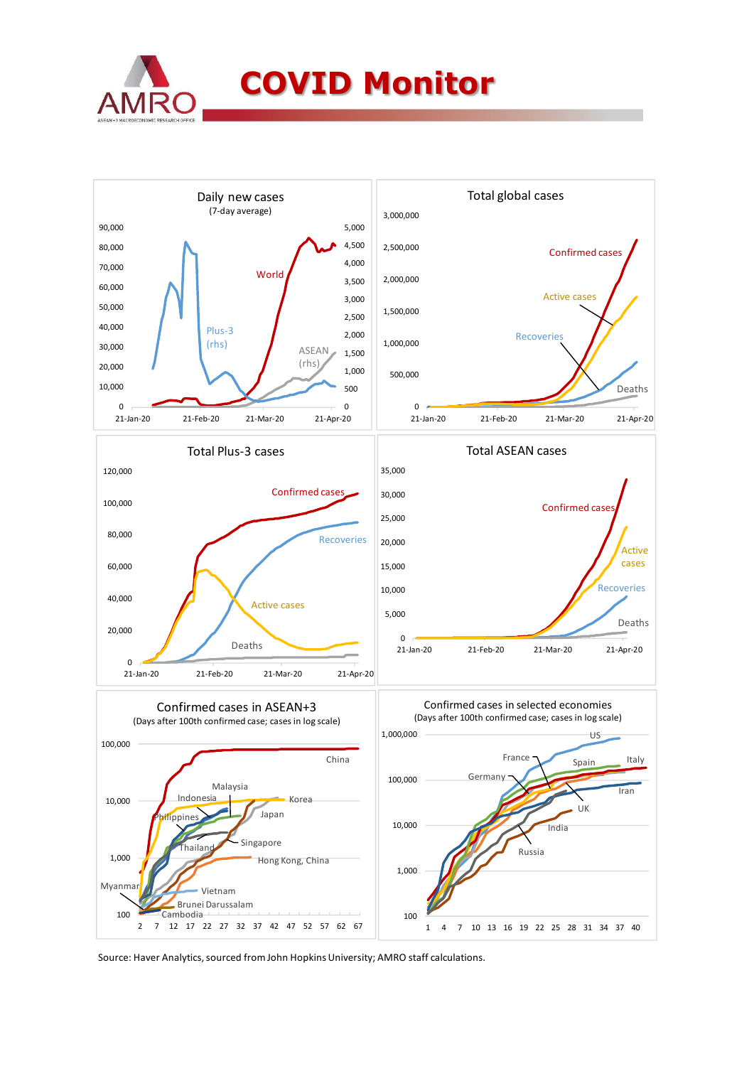# COVID Monitor

AMRO
ASEAN+3 MACROECONOMIC RESEARCH OFFICE

## Daily new cases

(7-day average)

90,000
80,000
70,000
60,000
50,000
40,000
30,000
20,000
10,000
0

5,000
4,500
4,000
3,500
3,000
2,500
2,000
1,500
1,000
500
0

World
Plus-3 (rhs)
ASEAN (rhs)

21-Jan-20 21-Feb-20 21-Mar-20 21-Apr-20

## Total global cases

3,000,000
2,500,000
2,000,000
1,500,000
1,000,000
500,000
0

Confirmed cases
Active cases
Recoveries
Deaths

21-Jan-20 21-Feb-20 21-Mar-20 21-Apr-20

## Total Plus-3 cases

120,000
100,000
80,000
60,000
40,000
20,000
0

Confirmed cases
Recoveries
Active cases
Deaths

21-Jan-20 21-Feb-20 21-Mar-20 21-Apr-20

## Total ASEAN cases

35,000
30,000
25,000
20,000
15,000
10,000
5,000
0

Confirmed cases
Active cases
Recoveries
Deaths

21-Jan-20 21-Feb-20 21-Mar-20 21-Apr-20

## Confirmed cases in ASEAN+3

(Days after 100th confirmed case; cases in log scale)

100,000
10,000
1,000
100

China
Malaysia
Indonesia
Korea
Philippines
Japan
Thailand
Singapore
Hong Kong, China
Myanmar
Vietnam
Brunei Darussalam
Cambodia

2 7 12 17 22 27 32 37 42 47 52 57 62 67

## Confirmed cases in selected economies

(Days after 100th confirmed case; cases in log scale)

1,000,000
100,000
10,000
1,000
100

US
France
Italy
Spain
Germany
Iran
UK
India
Russia

1 4 7 10 13 16 19 22 25 28 31 34 37 40

Source: Haver Analytics, sourced from John Hopkins University; AMRO staff calculations.